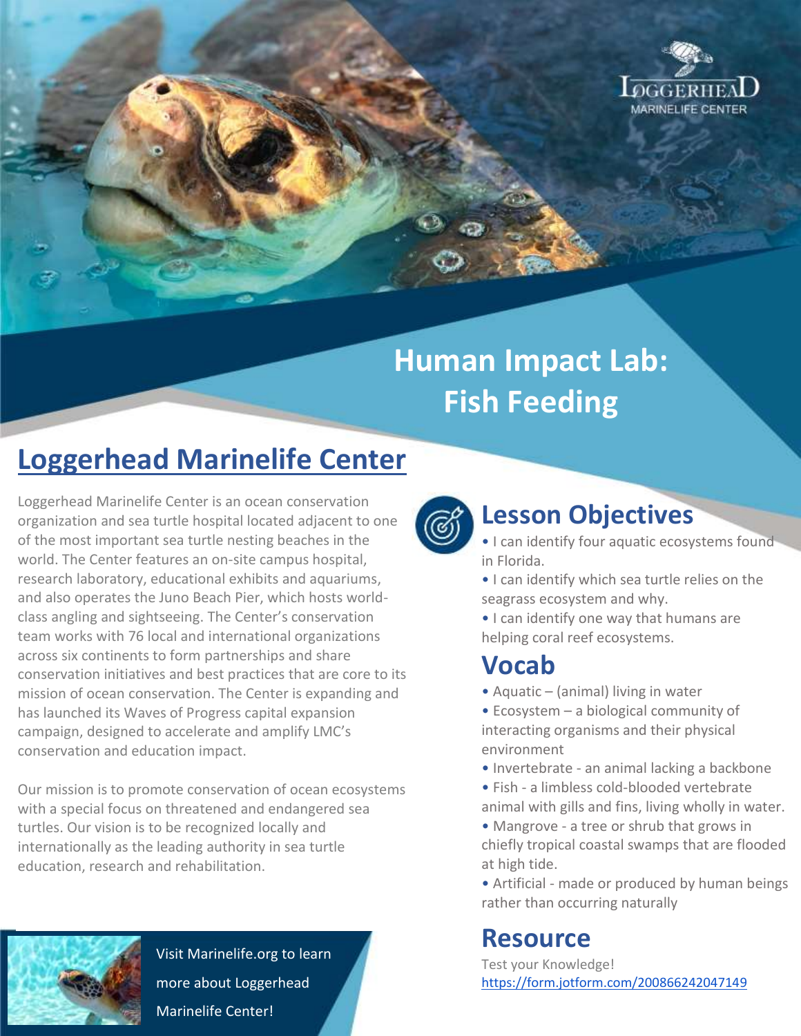# Human Impact Lab: Fish Feeding

## Loggerhead Marinelife Center

Loggerhead Marinelife Center is an ocean conservation organization and sea turtle hospital located adjacent to one of the most important sea turtle nesting beaches in the world. The Center features an on-site campus hospital, research laboratory, educational exhibits and aquariums, and also operates the Juno Beach Pier, which hosts world-class angling and sightseeing. The Center's conservation team works with 76 local and international organizations across six continents to form partnerships and share conservation initiatives and best practices that are core to its mission of ocean conservation. The Center is expanding and has launched its Waves of Progress capital expansion campaign, designed to accelerate and amplify LMC's conservation and education impact.

Our mission is to promote conservation of ocean ecosystems with a special focus on threatened and endangered sea turtles. Our vision is to be recognized locally and internationally as the leading authority in sea turtle education, research and rehabilitation.

Visit Marinelife.org to learn more about Loggerhead Marinelife Center!

## Lesson Objectives

- I can identify four aquatic ecosystems found in Florida.
- I can identify which sea turtle relies on the seagrass ecosystem and why.
- I can identify one way that humans are helping coral reef ecosystems.

## Vocab

- Aquatic – (animal) living in water
- Ecosystem – a biological community of interacting organisms and their physical environment
- Invertebrate - an animal lacking a backbone
- Fish - a limbless cold-blooded vertebrate animal with gills and fins, living wholly in water.
- Mangrove - a tree or shrub that grows in chiefly tropical coastal swamps that are flooded at high tide.
- Artificial - made or produced by human beings rather than occurring naturally

## Resource

Test your Knowledge!
https://form.jotform.com/200866242047149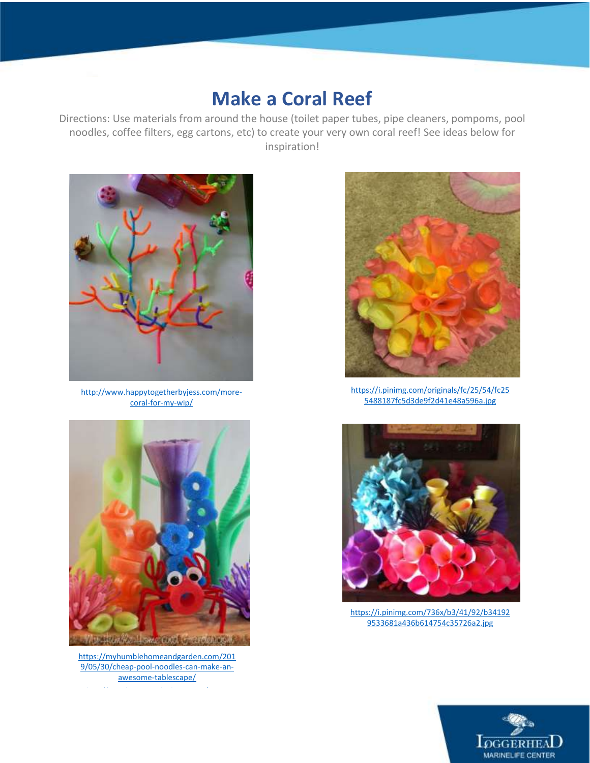# Make a Coral Reef

Directions: Use materials from around the house (toilet paper tubes, pipe cleaners, pompoms, pool noodles, coffee filters, egg cartons, etc) to create your very own coral reef! See ideas below for inspiration!

http://www.happytogetherbyjess.com/more-coral-for-my-wip/

https://i.pinimg.com/originals/fc/25/54/fc255488187fc5d3de9f2d41e48a596a.jpg

https://myhumblehomeandgarden.com/2019/05/30/cheap-pool-noodles-can-make-an-awesome-tablescape/

https://i.pinimg.com/736x/b3/41/92/b341929533681a436b614754c35726a2.jpg